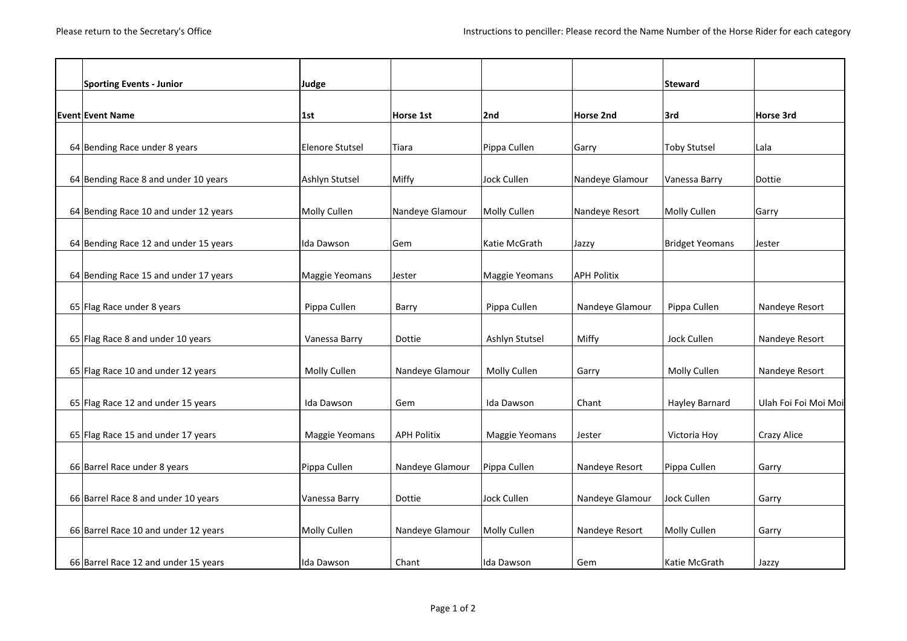Please return to the Secretary's Office

Instructions to penciller: Please record the Name Number of the Horse Rider for each category

| | Sporting Events - Junior | Judge | | | | Steward | |
|---|---|---|---|---|---|---|---|
| Event | Event Name | 1st | Horse 1st | 2nd | Horse 2nd | 3rd | Horse 3rd |
| 64 | Bending Race under 8 years | Elenore Stutsel | Tiara | Pippa Cullen | Garry | Toby Stutsel | Lala |
| 64 | Bending Race 8 and under 10 years | Ashlyn Stutsel | Miffy | Jock Cullen | Nandeye Glamour | Vanessa Barry | Dottie |
| 64 | Bending Race 10 and under 12 years | Molly Cullen | Nandeye Glamour | Molly Cullen | Nandeye Resort | Molly Cullen | Garry |
| 64 | Bending Race 12 and under 15 years | Ida Dawson | Gem | Katie McGrath | Jazzy | Bridget Yeomans | Jester |
| 64 | Bending Race 15 and under 17 years | Maggie Yeomans | Jester | Maggie Yeomans | APH Politix | | |
| 65 | Flag Race under 8 years | Pippa Cullen | Barry | Pippa Cullen | Nandeye Glamour | Pippa Cullen | Nandeye Resort |
| 65 | Flag Race 8 and under 10 years | Vanessa Barry | Dottie | Ashlyn Stutsel | Miffy | Jock Cullen | Nandeye Resort |
| 65 | Flag Race 10 and under 12 years | Molly Cullen | Nandeye Glamour | Molly Cullen | Garry | Molly Cullen | Nandeye Resort |
| 65 | Flag Race 12 and under 15 years | Ida Dawson | Gem | Ida Dawson | Chant | Hayley Barnard | Ulah Foi Foi Moi Moi |
| 65 | Flag Race 15 and under 17 years | Maggie Yeomans | APH Politix | Maggie Yeomans | Jester | Victoria Hoy | Crazy Alice |
| 66 | Barrel Race under 8 years | Pippa Cullen | Nandeye Glamour | Pippa Cullen | Nandeye Resort | Pippa Cullen | Garry |
| 66 | Barrel Race 8 and under 10 years | Vanessa Barry | Dottie | Jock Cullen | Nandeye Glamour | Jock Cullen | Garry |
| 66 | Barrel Race 10 and under 12 years | Molly Cullen | Nandeye Glamour | Molly Cullen | Nandeye Resort | Molly Cullen | Garry |
| 66 | Barrel Race 12 and under 15 years | Ida Dawson | Chant | Ida Dawson | Gem | Katie McGrath | Jazzy |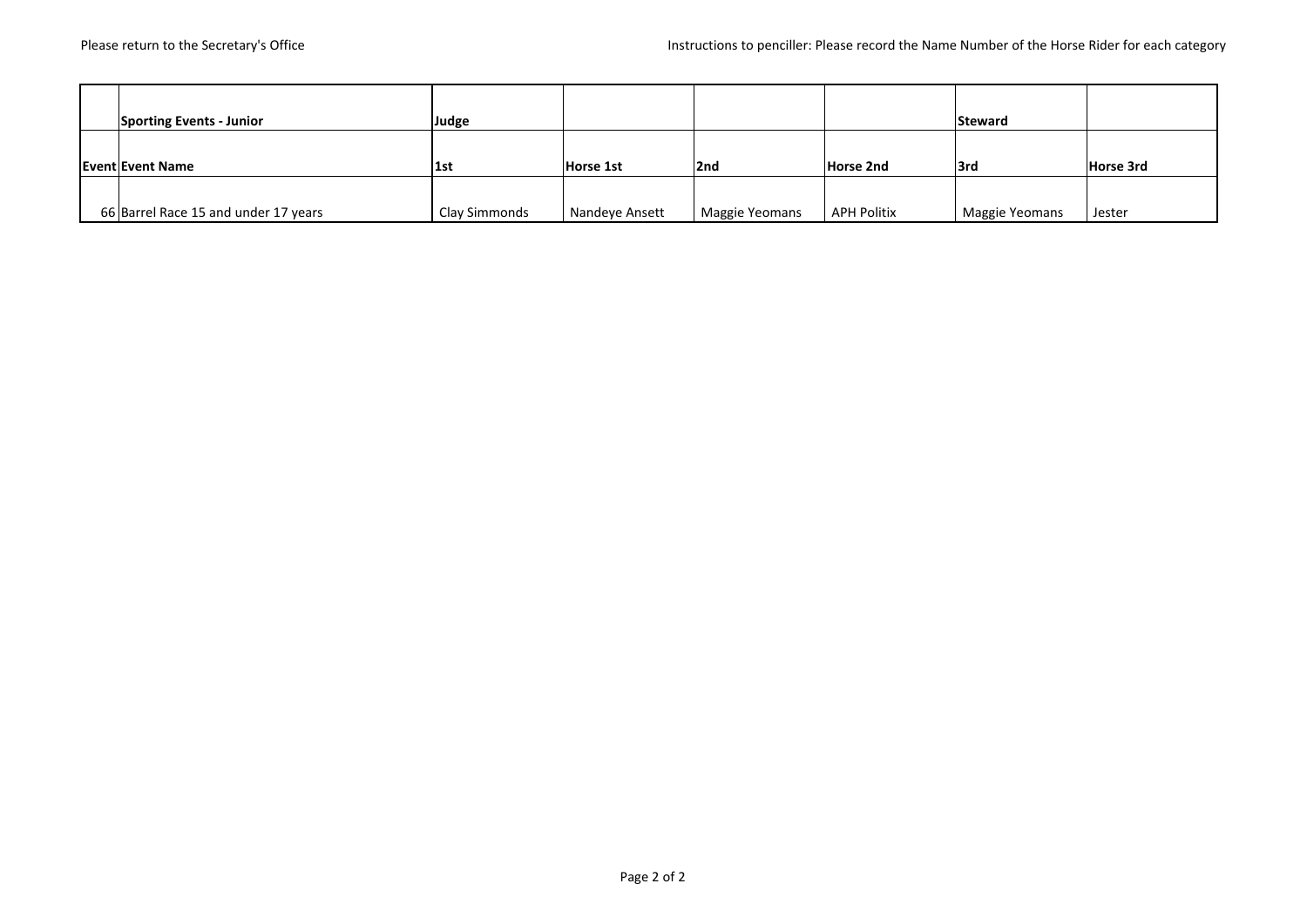Please return to the Secretary's Office

Instructions to penciller: Please record the Name Number of the Horse Rider for each category

| | Sporting Events - Junior | Judge | | | | Steward | |
|---|---|---|---|---|---|---|---|
| **Event** | **Event Name** | **1st** | **Horse 1st** | **2nd** | **Horse 2nd** | **3rd** | **Horse 3rd** |
| 66 | Barrel Race 15 and under 17 years | Clay Simmonds | Nandeye Ansett | Maggie Yeomans | APH Politix | Maggie Yeomans | Jester |